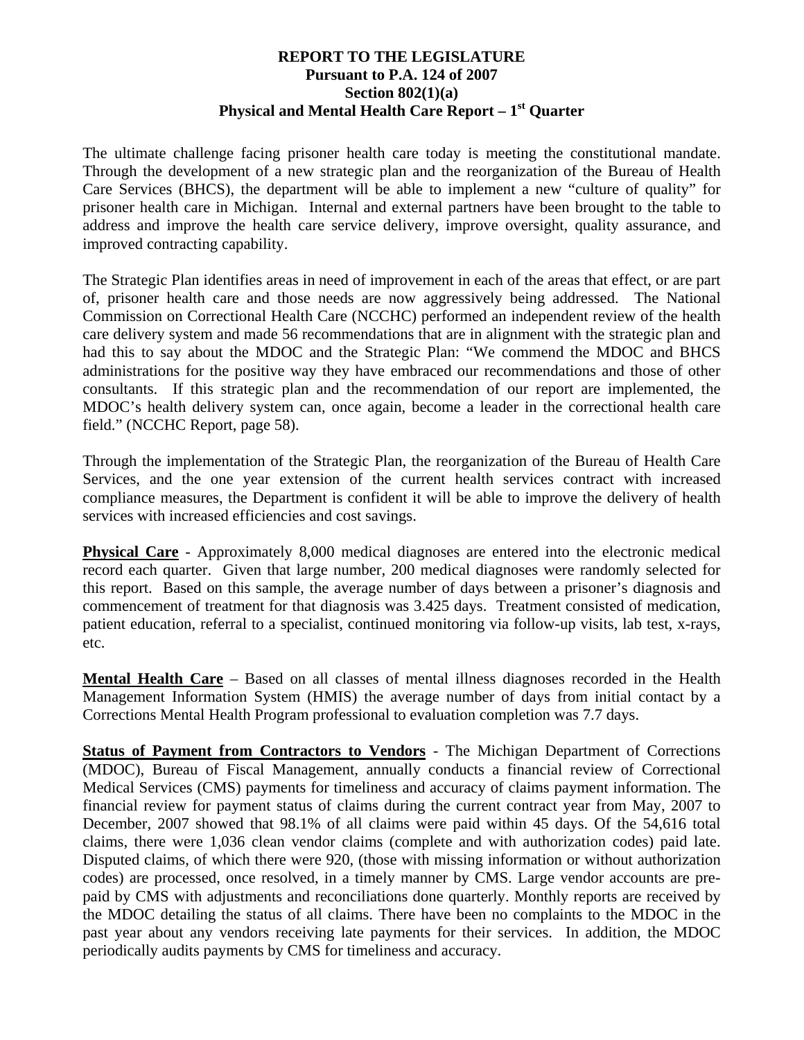# REPORT TO THE LEGISLATURE
## Pursuant to P.A. 124 of 2007
## Section 802(1)(a)
## Physical and Mental Health Care Report – 1st Quarter

The ultimate challenge facing prisoner health care today is meeting the constitutional mandate. Through the development of a new strategic plan and the reorganization of the Bureau of Health Care Services (BHCS), the department will be able to implement a new "culture of quality" for prisoner health care in Michigan. Internal and external partners have been brought to the table to address and improve the health care service delivery, improve oversight, quality assurance, and improved contracting capability.

The Strategic Plan identifies areas in need of improvement in each of the areas that effect, or are part of, prisoner health care and those needs are now aggressively being addressed. The National Commission on Correctional Health Care (NCCHC) performed an independent review of the health care delivery system and made 56 recommendations that are in alignment with the strategic plan and had this to say about the MDOC and the Strategic Plan: "We commend the MDOC and BHCS administrations for the positive way they have embraced our recommendations and those of other consultants. If this strategic plan and the recommendation of our report are implemented, the MDOC's health delivery system can, once again, become a leader in the correctional health care field." (NCCHC Report, page 58).

Through the implementation of the Strategic Plan, the reorganization of the Bureau of Health Care Services, and the one year extension of the current health services contract with increased compliance measures, the Department is confident it will be able to improve the delivery of health services with increased efficiencies and cost savings.

**Physical Care** - Approximately 8,000 medical diagnoses are entered into the electronic medical record each quarter. Given that large number, 200 medical diagnoses were randomly selected for this report. Based on this sample, the average number of days between a prisoner's diagnosis and commencement of treatment for that diagnosis was 3.425 days. Treatment consisted of medication, patient education, referral to a specialist, continued monitoring via follow-up visits, lab test, x-rays, etc.

**Mental Health Care** – Based on all classes of mental illness diagnoses recorded in the Health Management Information System (HMIS) the average number of days from initial contact by a Corrections Mental Health Program professional to evaluation completion was 7.7 days.

**Status of Payment from Contractors to Vendors** - The Michigan Department of Corrections (MDOC), Bureau of Fiscal Management, annually conducts a financial review of Correctional Medical Services (CMS) payments for timeliness and accuracy of claims payment information. The financial review for payment status of claims during the current contract year from May, 2007 to December, 2007 showed that 98.1% of all claims were paid within 45 days. Of the 54,616 total claims, there were 1,036 clean vendor claims (complete and with authorization codes) paid late. Disputed claims, of which there were 920, (those with missing information or without authorization codes) are processed, once resolved, in a timely manner by CMS. Large vendor accounts are pre-paid by CMS with adjustments and reconciliations done quarterly. Monthly reports are received by the MDOC detailing the status of all claims. There have been no complaints to the MDOC in the past year about any vendors receiving late payments for their services. In addition, the MDOC periodically audits payments by CMS for timeliness and accuracy.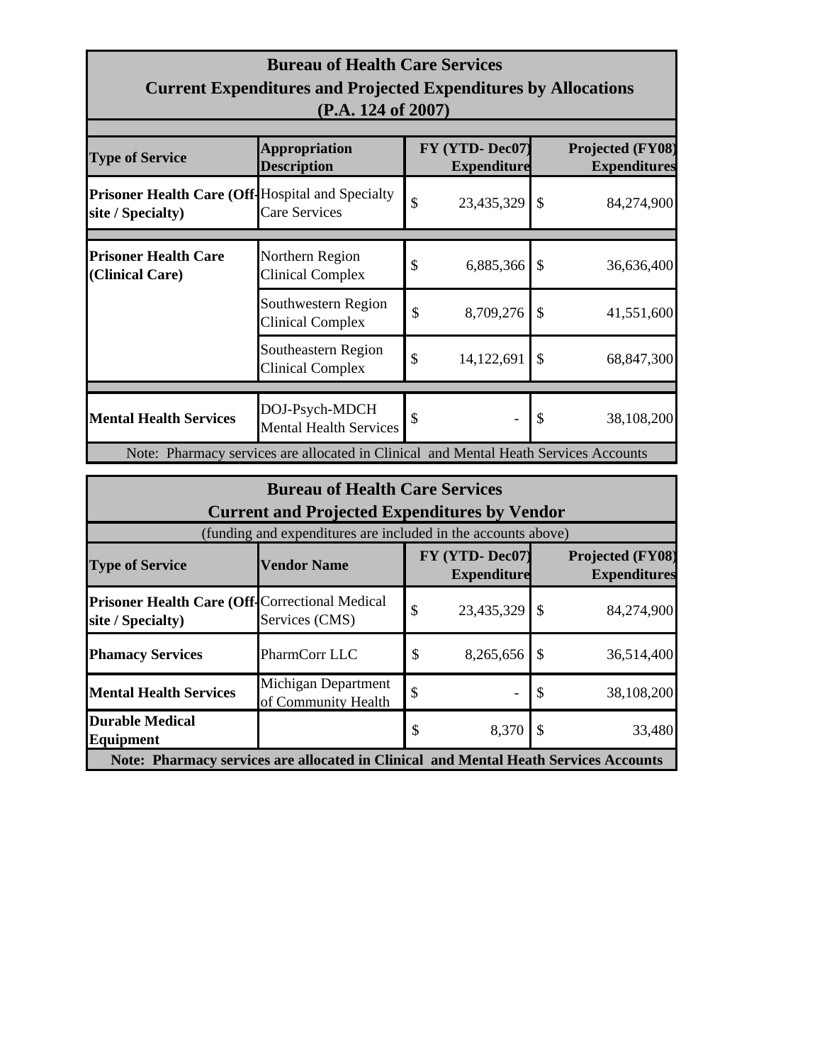## Bureau of Health Care Services
## Current Expenditures and Projected Expenditures by Allocations
## (P.A. 124 of 2007)

| Type of Service | Appropriation Description | FY (YTD- Dec07) Expenditure | Projected (FY08) Expenditures |
|---|---|---|---|
| **Prisoner Health Care (Off-site / Specialty)** | Hospital and Specialty Care Services | $ 23,435,329 | $ 84,274,900 |
| **Prisoner Health Care (Clinical Care)** | Northern Region Clinical Complex | $ 6,885,366 | $ 36,636,400 |
| | Southwestern Region Clinical Complex | $ 8,709,276 | $ 41,551,600 |
| | Southeastern Region Clinical Complex | $ 14,122,691 | $ 68,847,300 |
| **Mental Health Services** | DOJ-Psych-MDCH Mental Health Services | $ - | $ 38,108,200 |

Note: Pharmacy services are allocated in Clinical and Mental Heath Services Accounts

## Bureau of Health Care Services
## Current and Projected Expenditures by Vendor

(funding and expenditures are included in the accounts above)

| Type of Service | Vendor Name | FY (YTD- Dec07) Expenditure | Projected (FY08) Expenditures |
|---|---|---|---|
| **Prisoner Health Care (Off-site / Specialty)** | Correctional Medical Services (CMS) | $ 23,435,329 | $ 84,274,900 |
| **Phamacy Services** | PharmCorr LLC | $ 8,265,656 | $ 36,514,400 |
| **Mental Health Services** | Michigan Department of Community Health | $ - | $ 38,108,200 |
| **Durable Medical Equipment** | | $ 8,370 | $ 33,480 |

**Note: Pharmacy services are allocated in Clinical and Mental Heath Services Accounts**